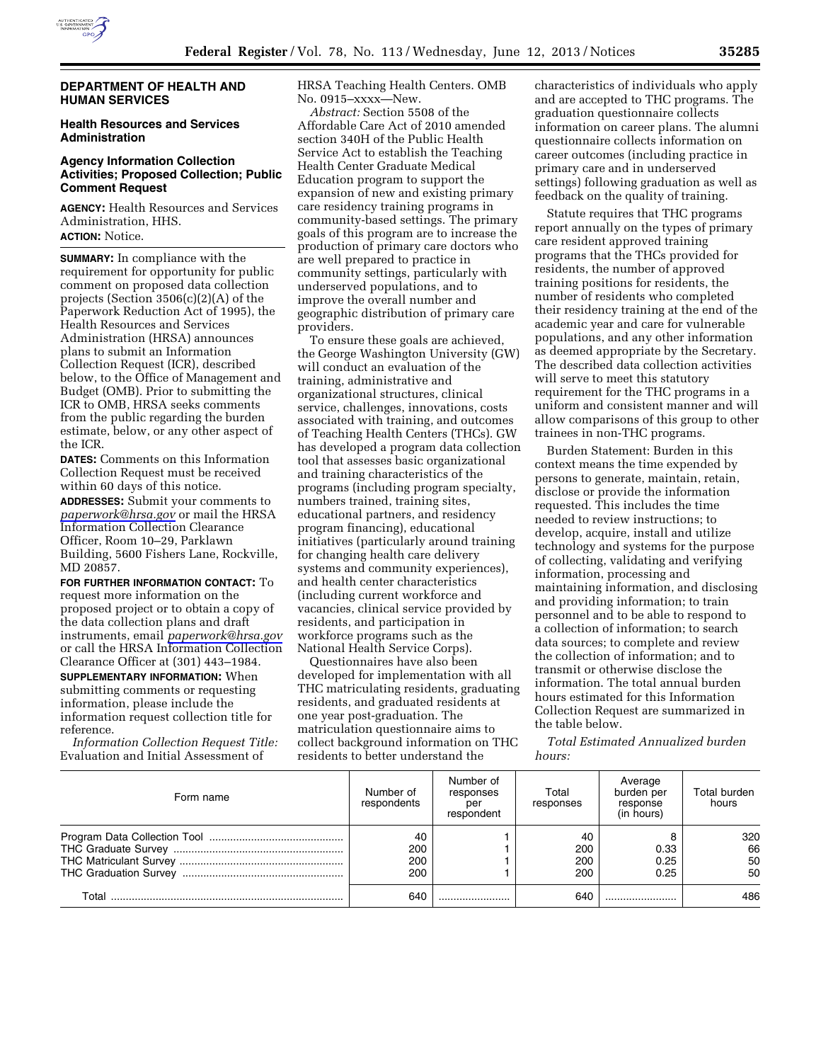## DEPARTMENT OF HEALTH AND HUMAN SERVICES

### Health Resources and Services Administration

### Agency Information Collection Activities; Proposed Collection; Public Comment Request

**AGENCY:** Health Resources and Services Administration, HHS.

**ACTION:** Notice.

**SUMMARY:** In compliance with the requirement for opportunity for public comment on proposed data collection projects (Section 3506(c)(2)(A) of the Paperwork Reduction Act of 1995), the Health Resources and Services Administration (HRSA) announces plans to submit an Information Collection Request (ICR), described below, to the Office of Management and Budget (OMB). Prior to submitting the ICR to OMB, HRSA seeks comments from the public regarding the burden estimate, below, or any other aspect of the ICR.

**DATES:** Comments on this Information Collection Request must be received within 60 days of this notice.

**ADDRESSES:** Submit your comments to *paperwork@hrsa.gov* or mail the HRSA Information Collection Clearance Officer, Room 10–29, Parklawn Building, 5600 Fishers Lane, Rockville, MD 20857.

**FOR FURTHER INFORMATION CONTACT:** To request more information on the proposed project or to obtain a copy of the data collection plans and draft instruments, email *paperwork@hrsa.gov* or call the HRSA Information Collection Clearance Officer at (301) 443–1984.

**SUPPLEMENTARY INFORMATION:** When submitting comments or requesting information, please include the information request collection title for reference.

*Information Collection Request Title:* Evaluation and Initial Assessment of HRSA Teaching Health Centers. OMB No. 0915–xxxx—New.

*Abstract:* Section 5508 of the Affordable Care Act of 2010 amended section 340H of the Public Health Service Act to establish the Teaching Health Center Graduate Medical Education program to support the expansion of new and existing primary care residency training programs in community-based settings. The primary goals of this program are to increase the production of primary care doctors who are well prepared to practice in community settings, particularly with underserved populations, and to improve the overall number and geographic distribution of primary care providers.

To ensure these goals are achieved, the George Washington University (GW) will conduct an evaluation of the training, administrative and organizational structures, clinical service, challenges, innovations, costs associated with training, and outcomes of Teaching Health Centers (THCs). GW has developed a program data collection tool that assesses basic organizational and training characteristics of the programs (including program specialty, numbers trained, training sites, educational partners, and residency program financing), educational initiatives (particularly around training for changing health care delivery systems and community experiences), and health center characteristics (including current workforce and vacancies, clinical service provided by residents, and participation in workforce programs such as the National Health Service Corps).

Questionnaires have also been developed for implementation with all THC matriculating residents, graduating residents, and graduated residents at one year post-graduation. The matriculation questionnaire aims to collect background information on THC residents to better understand the characteristics of individuals who apply and are accepted to THC programs. The graduation questionnaire collects information on career plans. The alumni questionnaire collects information on career outcomes (including practice in primary care and in underserved settings) following graduation as well as feedback on the quality of training.

Statute requires that THC programs report annually on the types of primary care resident approved training programs that the THCs provided for residents, the number of approved training positions for residents, the number of residents who completed their residency training at the end of the academic year and care for vulnerable populations, and any other information as deemed appropriate by the Secretary. The described data collection activities will serve to meet this statutory requirement for the THC programs in a uniform and consistent manner and will allow comparisons of this group to other trainees in non-THC programs.

Burden Statement: Burden in this context means the time expended by persons to generate, maintain, retain, disclose or provide the information requested. This includes the time needed to review instructions; to develop, acquire, install and utilize technology and systems for the purpose of collecting, validating and verifying information, processing and maintaining information, and disclosing and providing information; to train personnel and to be able to respond to a collection of information; to search data sources; to complete and review the collection of information; and to transmit or otherwise disclose the information. The total annual burden hours estimated for this Information Collection Request are summarized in the table below.

*Total Estimated Annualized burden hours:*

| Form name | Number of respondents | Number of responses per respondent | Total responses | Average burden per response (in hours) | Total burden hours |
|---|---|---|---|---|---|
| Program Data Collection Tool | 40 | 1 | 40 | 8 | 320 |
| THC Graduate Survey | 200 | 1 | 200 | 0.33 | 66 |
| THC Matriculant Survey | 200 | 1 | 200 | 0.25 | 50 |
| THC Graduation Survey | 200 | 1 | 200 | 0.25 | 50 |
| Total | 640 | | 640 | | 486 |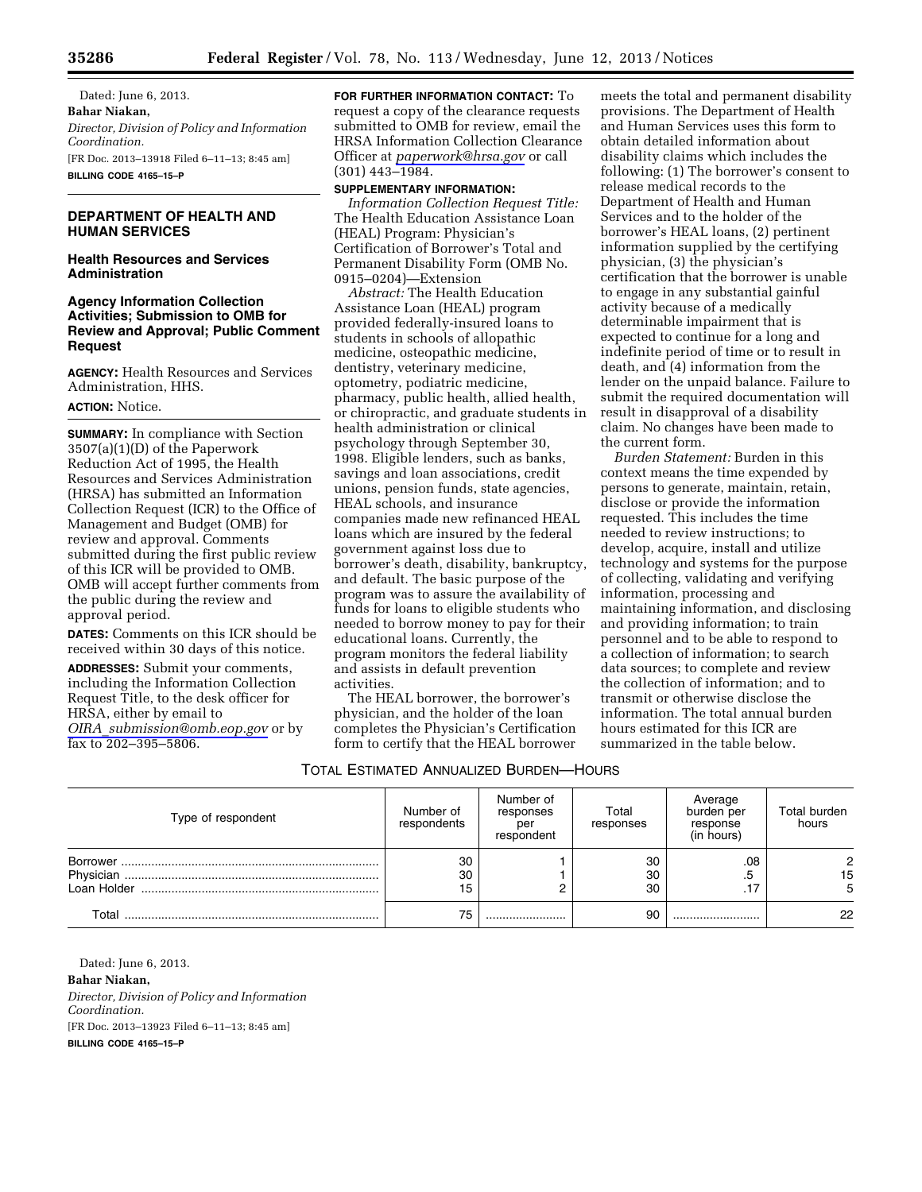Dated: June 6, 2013.

**Bahar Niakan,**

*Director, Division of Policy and Information Coordination.*

[FR Doc. 2013–13918 Filed 6–11–13; 8:45 am]

**BILLING CODE 4165–15–P**

## DEPARTMENT OF HEALTH AND HUMAN SERVICES

### Health Resources and Services Administration

### Agency Information Collection Activities; Submission to OMB for Review and Approval; Public Comment Request

**AGENCY:** Health Resources and Services Administration, HHS.

**ACTION:** Notice.

**SUMMARY:** In compliance with Section 3507(a)(1)(D) of the Paperwork Reduction Act of 1995, the Health Resources and Services Administration (HRSA) has submitted an Information Collection Request (ICR) to the Office of Management and Budget (OMB) for review and approval. Comments submitted during the first public review of this ICR will be provided to OMB. OMB will accept further comments from the public during the review and approval period.

**DATES:** Comments on this ICR should be received within 30 days of this notice.

**ADDRESSES:** Submit your comments, including the Information Collection Request Title, to the desk officer for HRSA, either by email to *OIRA_submission@omb.eop.gov* or by fax to 202–395–5806.

**FOR FURTHER INFORMATION CONTACT:** To request a copy of the clearance requests submitted to OMB for review, email the HRSA Information Collection Clearance Officer at *paperwork@hrsa.gov* or call (301) 443–1984.

**SUPPLEMENTARY INFORMATION:**

*Information Collection Request Title:* The Health Education Assistance Loan (HEAL) Program: Physician's Certification of Borrower's Total and Permanent Disability Form (OMB No. 0915–0204)—Extension

*Abstract:* The Health Education Assistance Loan (HEAL) program provided federally-insured loans to students in schools of allopathic medicine, osteopathic medicine, dentistry, veterinary medicine, optometry, podiatric medicine, pharmacy, public health, allied health, or chiropractic, and graduate students in health administration or clinical psychology through September 30, 1998. Eligible lenders, such as banks, savings and loan associations, credit unions, pension funds, state agencies, HEAL schools, and insurance companies made new refinanced HEAL loans which are insured by the federal government against loss due to borrower's death, disability, bankruptcy, and default. The basic purpose of the program was to assure the availability of funds for loans to eligible students who needed to borrow money to pay for their educational loans. Currently, the program monitors the federal liability and assists in default prevention activities.

The HEAL borrower, the borrower's physician, and the holder of the loan completes the Physician's Certification form to certify that the HEAL borrower meets the total and permanent disability provisions. The Department of Health and Human Services uses this form to obtain detailed information about disability claims which includes the following: (1) The borrower's consent to release medical records to the Department of Health and Human Services and to the holder of the borrower's HEAL loans, (2) pertinent information supplied by the certifying physician, (3) the physician's certification that the borrower is unable to engage in any substantial gainful activity because of a medically determinable impairment that is expected to continue for a long and indefinite period of time or to result in death, and (4) information from the lender on the unpaid balance. Failure to submit the required documentation will result in disapproval of a disability claim. No changes have been made to the current form.

*Burden Statement:* Burden in this context means the time expended by persons to generate, maintain, retain, disclose or provide the information requested. This includes the time needed to review instructions; to develop, acquire, install and utilize technology and systems for the purpose of collecting, validating and verifying information, processing and maintaining information, and disclosing and providing information; to train personnel and to be able to respond to a collection of information; to search data sources; to complete and review the collection of information; and to transmit or otherwise disclose the information. The total annual burden hours estimated for this ICR are summarized in the table below.

TOTAL ESTIMATED ANNUALIZED BURDEN—HOURS

| Type of respondent | Number of respondents | Number of responses per respondent | Total responses | Average burden per response (in hours) | Total burden hours |
|---|---|---|---|---|---|
| Borrower | 30 | 1 | 30 | .08 | 2 |
| Physician | 30 | 1 | 30 | .5 | 15 |
| Loan Holder | 15 | 2 | 30 | .17 | 5 |
| Total | 75 | | 90 | | 22 |

Dated: June 6, 2013.

**Bahar Niakan,**

*Director, Division of Policy and Information Coordination.*

[FR Doc. 2013–13923 Filed 6–11–13; 8:45 am]

**BILLING CODE 4165–15–P**